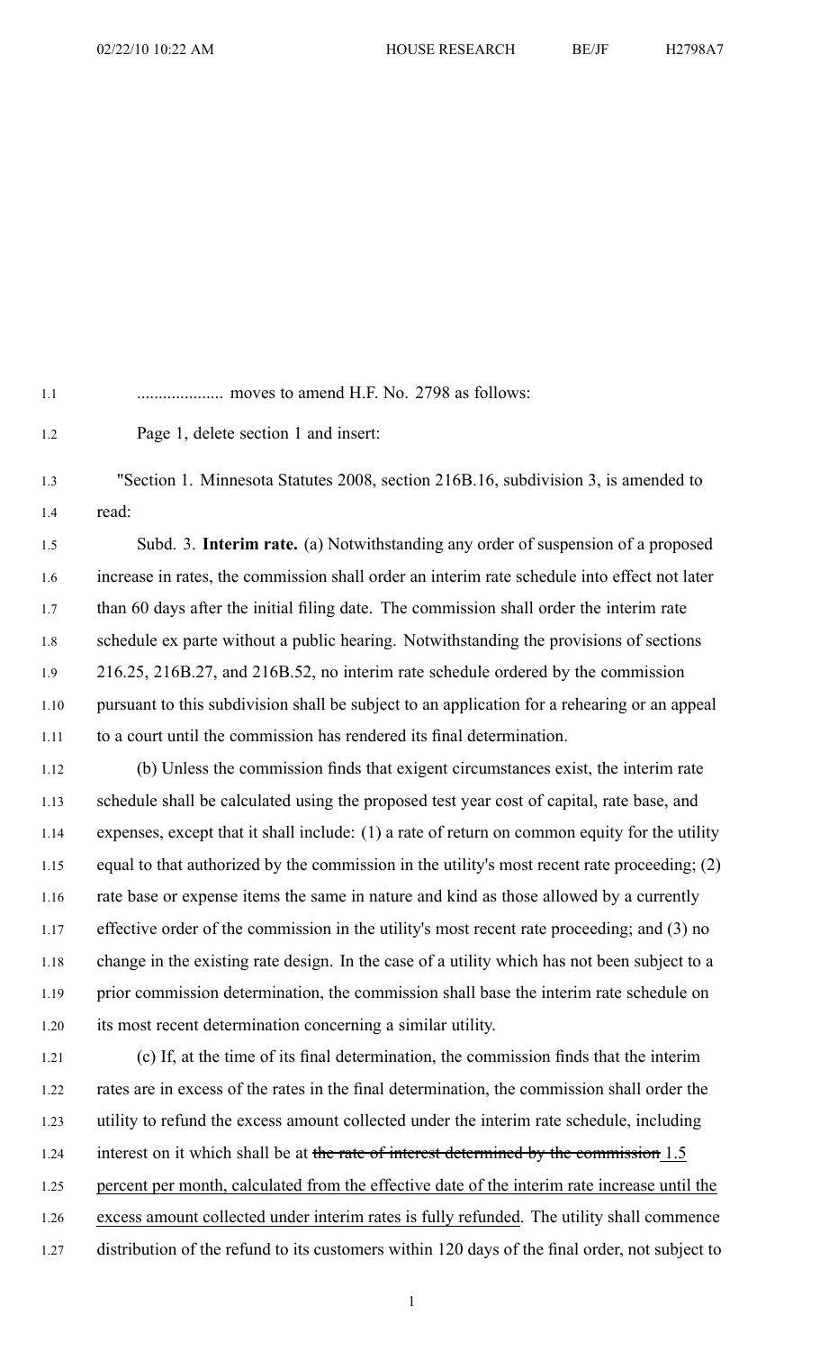.................... moves to amend H.F. No. 2798 as follows:

Page 1, delete section 1 and insert:

"Section 1. Minnesota Statutes 2008, section 216B.16, subdivision 3, is amended to read:

Subd. 3. **Interim rate.** (a) Notwithstanding any order of suspension of a proposed increase in rates, the commission shall order an interim rate schedule into effect not later than 60 days after the initial filing date. The commission shall order the interim rate schedule ex parte without a public hearing. Notwithstanding the provisions of sections 216.25, 216B.27, and 216B.52, no interim rate schedule ordered by the commission pursuant to this subdivision shall be subject to an application for a rehearing or an appeal to a court until the commission has rendered its final determination.

(b) Unless the commission finds that exigent circumstances exist, the interim rate schedule shall be calculated using the proposed test year cost of capital, rate base, and expenses, except that it shall include: (1) a rate of return on common equity for the utility equal to that authorized by the commission in the utility's most recent rate proceeding; (2) rate base or expense items the same in nature and kind as those allowed by a currently effective order of the commission in the utility's most recent rate proceeding; and (3) no change in the existing rate design. In the case of a utility which has not been subject to a prior commission determination, the commission shall base the interim rate schedule on its most recent determination concerning a similar utility.

(c) If, at the time of its final determination, the commission finds that the interim rates are in excess of the rates in the final determination, the commission shall order the utility to refund the excess amount collected under the interim rate schedule, including interest on it which shall be at ~~the rate of interest determined by the commission~~ <u>1.5 percent per month, calculated from the effective date of the interim rate increase until the excess amount collected under interim rates is fully refunded</u>. The utility shall commence distribution of the refund to its customers within 120 days of the final order, not subject to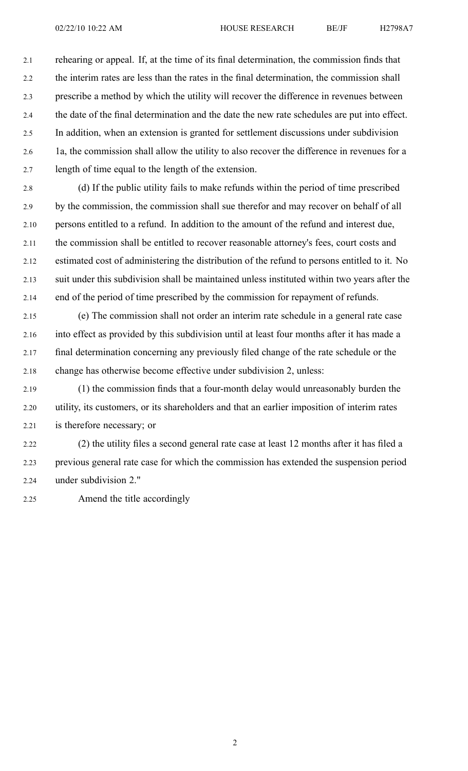rehearing or appeal. If, at the time of its final determination, the commission finds that the interim rates are less than the rates in the final determination, the commission shall prescribe a method by which the utility will recover the difference in revenues between the date of the final determination and the date the new rate schedules are put into effect. In addition, when an extension is granted for settlement discussions under subdivision 1a, the commission shall allow the utility to also recover the difference in revenues for a length of time equal to the length of the extension.

(d) If the public utility fails to make refunds within the period of time prescribed by the commission, the commission shall sue therefor and may recover on behalf of all persons entitled to a refund. In addition to the amount of the refund and interest due, the commission shall be entitled to recover reasonable attorney's fees, court costs and estimated cost of administering the distribution of the refund to persons entitled to it. No suit under this subdivision shall be maintained unless instituted within two years after the end of the period of time prescribed by the commission for repayment of refunds.

(e) The commission shall not order an interim rate schedule in a general rate case into effect as provided by this subdivision until at least four months after it has made a final determination concerning any previously filed change of the rate schedule or the change has otherwise become effective under subdivision 2, unless:

(1) the commission finds that a four-month delay would unreasonably burden the utility, its customers, or its shareholders and that an earlier imposition of interim rates is therefore necessary; or

(2) the utility files a second general rate case at least 12 months after it has filed a previous general rate case for which the commission has extended the suspension period under subdivision 2."

Amend the title accordingly